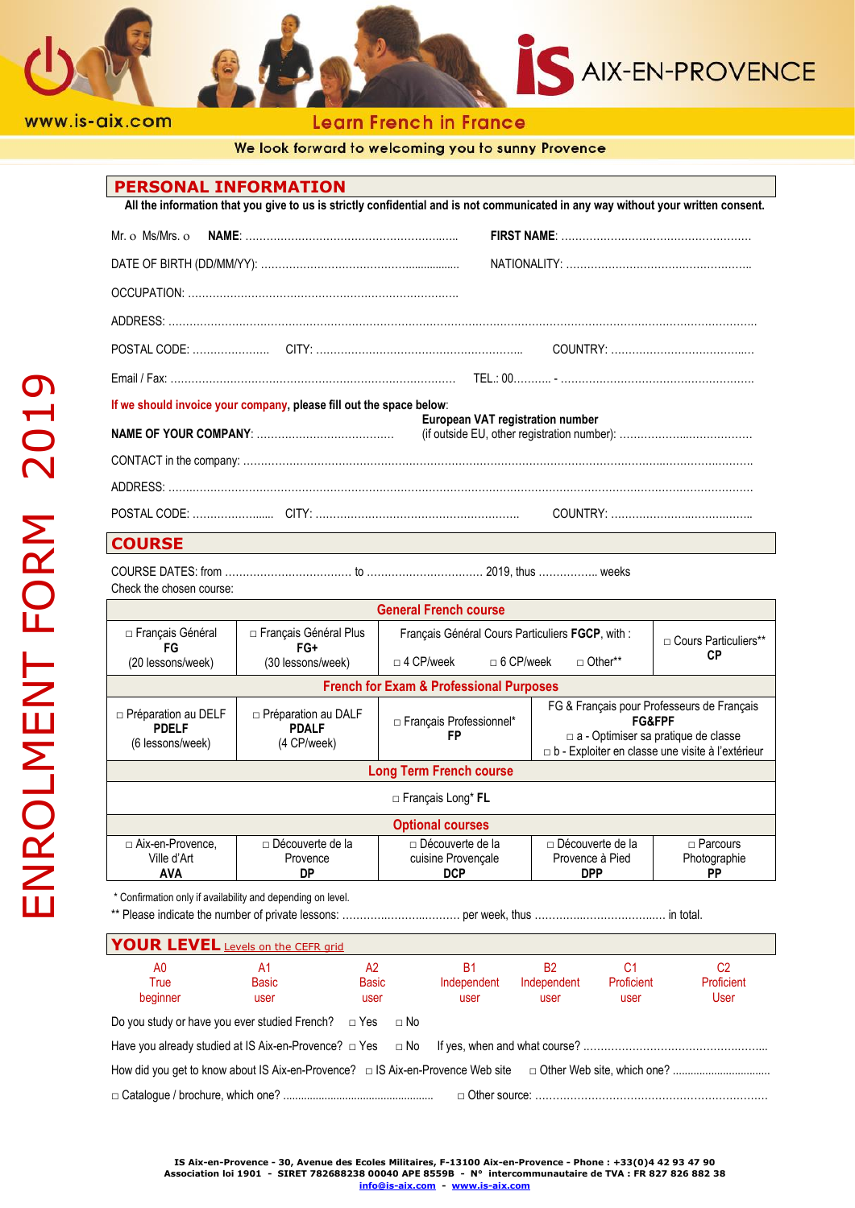www.is-aix.com

IS AIX-EN-PROVENCE

Learn French in France

We look forward to welcoming you to sunny Provence

ENROLMENT FORM 2019

## PERSONAL INFORMATION

**All the information that you give to us is strictly confidential and is not communicated in any way without your written consent.**

Mr. o Ms/Mrs. o **NAME**: ............................................................. **FIRST NAME**: ......................................................

DATE OF BIRTH (DD/MM/YY): ......................................................... NATIONALITY: ......................................................

OCCUPATION: ............................................................................

ADDRESS: ........................................................................................................................................................

POSTAL CODE: ...................... CITY: ........................................................... COUNTRY: .........................................

Email / Fax: ................................................................................ TEL.: 00........... - .......................................................

**If we should invoice your company, please fill out the space below**:

**NAME OF YOUR COMPANY**: ....................................... **European VAT registration number** (if outside EU, other registration number): .........................................

CONTACT in the company: ...........................................................................................................................

ADDRESS: ........................................................................................................................................................

POSTAL CODE: ........................ CITY: ........................................................... COUNTRY: .........................................

## COURSE

COURSE DATES: from .................................... to ................................ 2019, thus ................. weeks

Check the chosen course:

| **General French course** | | | | |
|---|---|---|---|---|
| □ Français Général **FG** (20 lessons/week) | □ Français Général Plus **FG+** (30 lessons/week) | Français Général Cours Particuliers **FGCP**, with : □ 4 CP/week □ 6 CP/week □ Other** | | □ Cours Particuliers** **CP** |
| **French for Exam & Professional Purposes** | | | | |
| □ Préparation au DELF **PDELF** (6 lessons/week) | □ Préparation au DALF **PDALF** (4 CP/week) | □ Français Professionnel* **FP** | FG & Français pour Professeurs de Français **FG&FPF** □ a - Optimiser sa pratique de classe □ b - Exploiter en classe une visite à l'extérieur | |
| **Long Term French course** | | | | |
| □ Français Long* **FL** | | | | |
| **Optional courses** | | | | |
| □ Aix-en-Provence, Ville d'Art **AVA** | □ Découverte de la Provence **DP** | □ Découverte de la cuisine Provençale **DCP** | □ Découverte de la Provence à Pied **DPP** | □ Parcours Photographie **PP** |

\* Confirmation only if availability and depending on level.

\** Please indicate the number of private lessons: .................................. per week, thus ...................................... in total.

## YOUR LEVEL

Levels on the CEFR grid

| A0 | A1 | A2 | B1 | B2 | C1 | C2 |
|---|---|---|---|---|---|---|
| True beginner | Basic user | Basic user | Independent user | Independent user | Proficient user | Proficient User |

Do you study or have you ever studied French? □ Yes □ No

Have you already studied at IS Aix-en-Provence? □ Yes □ No If yes, when and what course? ....................................................

How did you get to know about IS Aix-en-Provence? □ IS Aix-en-Provence Web site □ Other Web site, which one? ................................

□ Catalogue / brochure, which one? .................................................. □ Other source: ................................................................

**IS Aix-en-Provence - 30, Avenue des Ecoles Militaires, F-13100 Aix-en-Provence - Phone : +33(0)4 42 93 47 90**
**Association loi 1901 - SIRET 782688238 00040 APE 8559B - N° intercommunautaire de TVA : FR 827 826 882 38**
**info@is-aix.com - www.is-aix.com**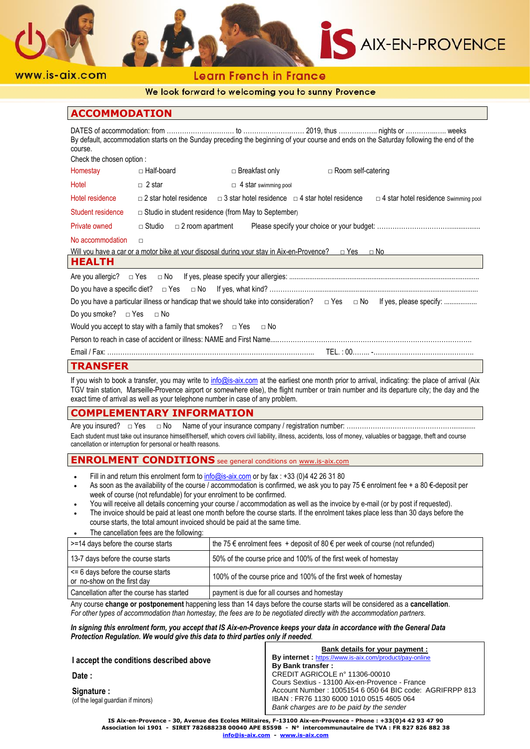www.is-aix.com

IS AIX-EN-PROVENCE

Learn French in France

We look forward to welcoming you to sunny Provence

## ACCOMMODATION

DATES of accommodation: from ………………………… to ……………………… 2019, thus …………….. nights or …………….. weeks

By default, accommodation starts on the Sunday preceding the beginning of your course and ends on the Saturday following the end of the course.

Check the chosen option :

| | | | | |
|---|---|---|---|---|
| Homestay | □ Half-board | □ Breakfast only | □ Room self-catering | |
| Hotel | □ 2 star | □ 4 star swimming pool | | |
| Hotel residence | □ 2 star hotel residence | □ 3 star hotel residence | □ 4 star hotel residence | □ 4 star hotel residence Swimming pool |
| Student residence | □ Studio in student residence (from May to September) | | | |
| Private owned | □ Studio | □ 2 room apartment | Please specify your choice or your budget: ……………………………… | |
| No accommodation | □ | | | |

Will you have a car or a motor bike at your disposal during your stay in Aix-en-Provence? □ Yes □ No

## HEALTH

Are you allergic? □ Yes □ No If yes, please specify your allergies: ……………………………………………………

Do you have a specific diet? □ Yes □ No If yes, what kind? ……………………………………………………

Do you have a particular illness or handicap that we should take into consideration? □ Yes □ No If yes, please specify: ……………

Do you smoke? □ Yes □ No

Would you accept to stay with a family that smokes? □ Yes □ No

Person to reach in case of accident or illness: NAME and First Name……………………………………………………

Email / Fax: …………………………………………………… TEL. : 00…….. -……………………………………

## TRANSFER

If you wish to book a transfer, you may write to info@is-aix.com at the earliest one month prior to arrival, indicating: the place of arrival (Aix TGV train station, Marseille-Provence airport or somewhere else), the flight number or train number and its departure city; the day and the exact time of arrival as well as your telephone number in case of any problem.

## COMPLEMENTARY INFORMATION

Are you insured? □ Yes □ No Name of your insurance company / registration number: ……………………………………………

Each student must take out insurance himself/herself, which covers civil liability, illness, accidents, loss of money, valuables or baggage, theft and course cancellation or interruption for personal or health reasons.

## ENROLMENT CONDITIONS see general conditions on www.is-aix.com

- Fill in and return this enrolment form to info@is-aix.com or by fax : +33 (0)4 42 26 31 80
- As soon as the availability of the course / accommodation is confirmed, we ask you to pay 75 € enrolment fee + a 80 €-deposit per week of course (not refundable) for your enrolment to be confirmed.
- You will receive all details concerning your course / accommodation as well as the invoice by e-mail (or by post if requested).
- The invoice should be paid at least one month before the course starts. If the enrolment takes place less than 30 days before the course starts, the total amount invoiced should be paid at the same time.
- The cancellation fees are the following:

| | |
|---|---|
| >=14 days before the course starts | the 75 € enrolment fees + deposit of 80 € per week of course (not refunded) |
| 13-7 days before the course starts | 50% of the course price and 100% of the first week of homestay |
| <= 6 days before the course starts or no-show on the first day | 100% of the course price and 100% of the first week of homestay |
| Cancellation after the course has started | payment is due for all courses and homestay |

Any course **change or postponement** happening less than 14 days before the course starts will be considered as a **cancellation**.
*For other types of accommodation than homestay, the fees are to be negotiated directly with the accommodation partners.*

***In signing this enrolment form, you accept that IS Aix-en-Provence keeps your data in accordance with the General Data Protection Regulation. We would give this data to third parties only if needed.***

**I accept the conditions described above**

**Date :**

**Signature :**
(of the legal guardian if minors)

**Bank details for your payment :**
**By internet :** https://www.is-aix.com/product/pay-online
**By Bank transfer :**
CREDIT AGRICOLE n° 11306-00010
Cours Sextius - 13100 Aix-en-Provence - France
Account Number : 1005154 6 050 64 BIC code: AGRIFRPP 813
IBAN : FR76 1130 6000 1010 0515 4605 064
*Bank charges are to be paid by the sender*

**IS Aix-en-Provence - 30, Avenue des Ecoles Militaires, F-13100 Aix-en-Provence - Phone : +33(0)4 42 93 47 90**
**Association loi 1901 - SIRET 782688238 00040 APE 8559B - N° intercommunautaire de TVA : FR 827 826 882 38**
**info@is-aix.com - www.is-aix.com**